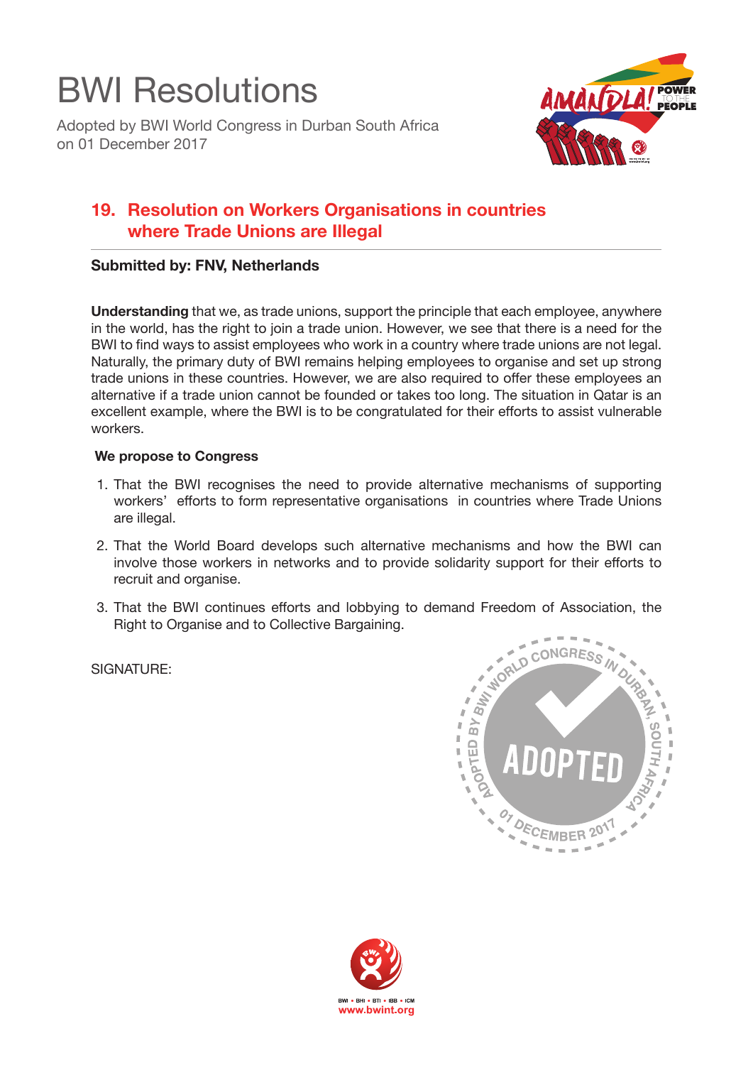# BWI Resolutions

Adopted by BWI World Congress in Durban South Africa
on 01 December 2017

## 19. Resolution on Workers Organisations in countries where Trade Unions are Illegal

**Submitted by: FNV, Netherlands**

**Understanding** that we, as trade unions, support the principle that each employee, anywhere in the world, has the right to join a trade union. However, we see that there is a need for the BWI to find ways to assist employees who work in a country where trade unions are not legal. Naturally, the primary duty of BWI remains helping employees to organise and set up strong trade unions in these countries. However, we are also required to offer these employees an alternative if a trade union cannot be founded or takes too long. The situation in Qatar is an excellent example, where the BWI is to be congratulated for their efforts to assist vulnerable workers.

**We propose to Congress**

1. That the BWI recognises the need to provide alternative mechanisms of supporting workers' efforts to form representative organisations in countries where Trade Unions are illegal.
2. That the World Board develops such alternative mechanisms and how the BWI can involve those workers in networks and to provide solidarity support for their efforts to recruit and organise.
3. That the BWI continues efforts and lobbying to demand Freedom of Association, the Right to Organise and to Collective Bargaining.

SIGNATURE:

ADOPTED BY BWI WORLD CONGRESS IN DURBAN, SOUTH AFRICA
ADOPTED
01 DECEMBER 2017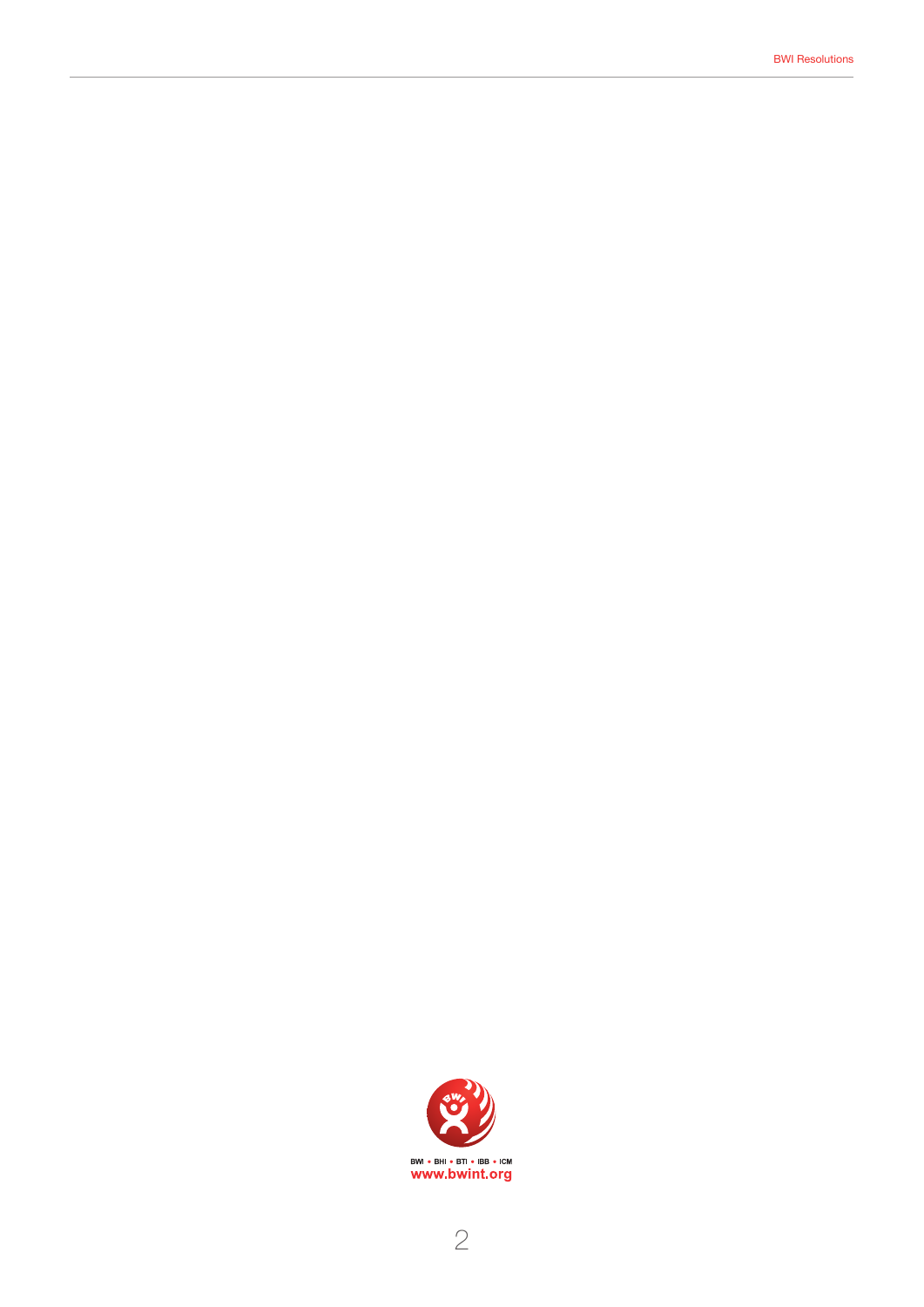BWI • BHI • BTI • IBB • ICM

www.bwint.org